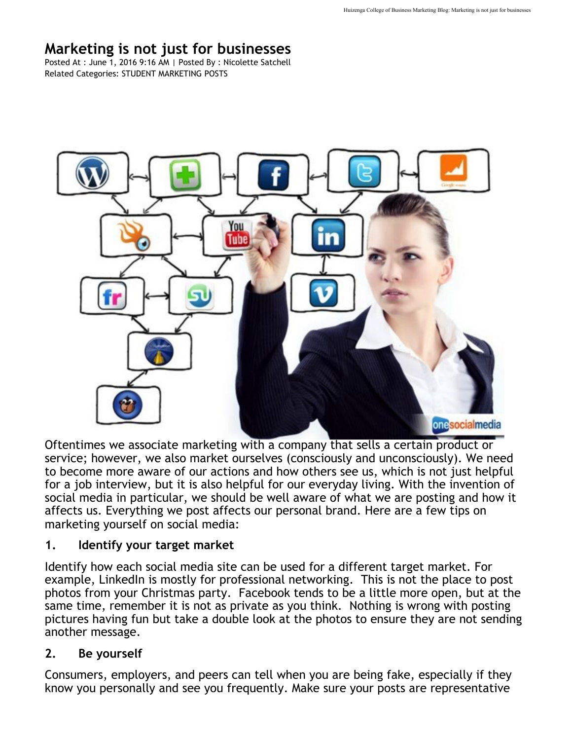# Marketing is not just for businesses

Posted At : June 1, 2016 9:16 AM | Posted By : Nicolette Satchell
Related Categories: STUDENT MARKETING POSTS

Oftentimes we associate marketing with a company that sells a certain product or service; however, we also market ourselves (consciously and unconsciously). We need to become more aware of our actions and how others see us, which is not just helpful for a job interview, but it is also helpful for our everyday living. With the invention of social media in particular, we should be well aware of what we are posting and how it affects us. Everything we post affects our personal brand. Here are a few tips on marketing yourself on social media:

## 1. Identify your target market

Identify how each social media site can be used for a different target market. For example, LinkedIn is mostly for professional networking. This is not the place to post photos from your Christmas party. Facebook tends to be a little more open, but at the same time, remember it is not as private as you think. Nothing is wrong with posting pictures having fun but take a double look at the photos to ensure they are not sending another message.

## 2. Be yourself

Consumers, employers, and peers can tell when you are being fake, especially if they know you personally and see you frequently. Make sure your posts are representative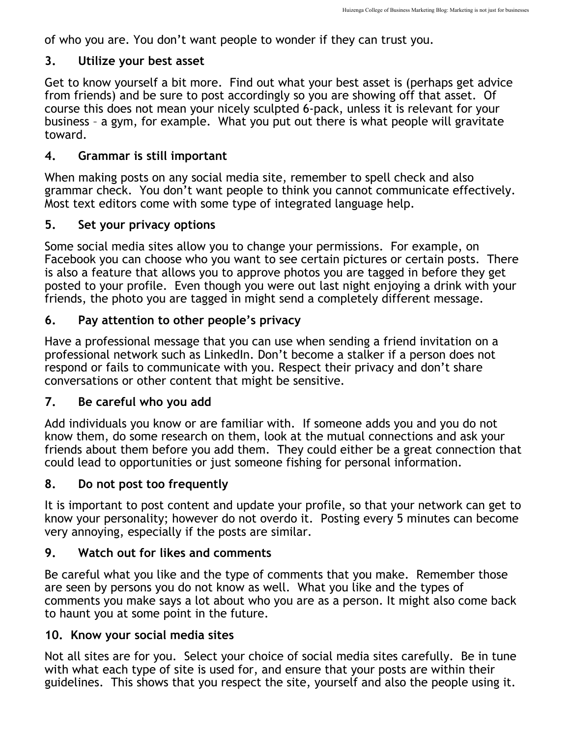of who you are. You don't want people to wonder if they can trust you.

### 3. Utilize your best asset

Get to know yourself a bit more. Find out what your best asset is (perhaps get advice from friends) and be sure to post accordingly so you are showing off that asset. Of course this does not mean your nicely sculpted 6-pack, unless it is relevant for your business – a gym, for example. What you put out there is what people will gravitate toward.

### 4. Grammar is still important

When making posts on any social media site, remember to spell check and also grammar check. You don't want people to think you cannot communicate effectively. Most text editors come with some type of integrated language help.

### 5. Set your privacy options

Some social media sites allow you to change your permissions. For example, on Facebook you can choose who you want to see certain pictures or certain posts. There is also a feature that allows you to approve photos you are tagged in before they get posted to your profile. Even though you were out last night enjoying a drink with your friends, the photo you are tagged in might send a completely different message.

### 6. Pay attention to other people's privacy

Have a professional message that you can use when sending a friend invitation on a professional network such as LinkedIn. Don't become a stalker if a person does not respond or fails to communicate with you. Respect their privacy and don't share conversations or other content that might be sensitive.

### 7. Be careful who you add

Add individuals you know or are familiar with. If someone adds you and you do not know them, do some research on them, look at the mutual connections and ask your friends about them before you add them. They could either be a great connection that could lead to opportunities or just someone fishing for personal information.

### 8. Do not post too frequently

It is important to post content and update your profile, so that your network can get to know your personality; however do not overdo it. Posting every 5 minutes can become very annoying, especially if the posts are similar.

### 9. Watch out for likes and comments

Be careful what you like and the type of comments that you make. Remember those are seen by persons you do not know as well. What you like and the types of comments you make says a lot about who you are as a person. It might also come back to haunt you at some point in the future.

### 10. Know your social media sites

Not all sites are for you. Select your choice of social media sites carefully. Be in tune with what each type of site is used for, and ensure that your posts are within their guidelines. This shows that you respect the site, yourself and also the people using it.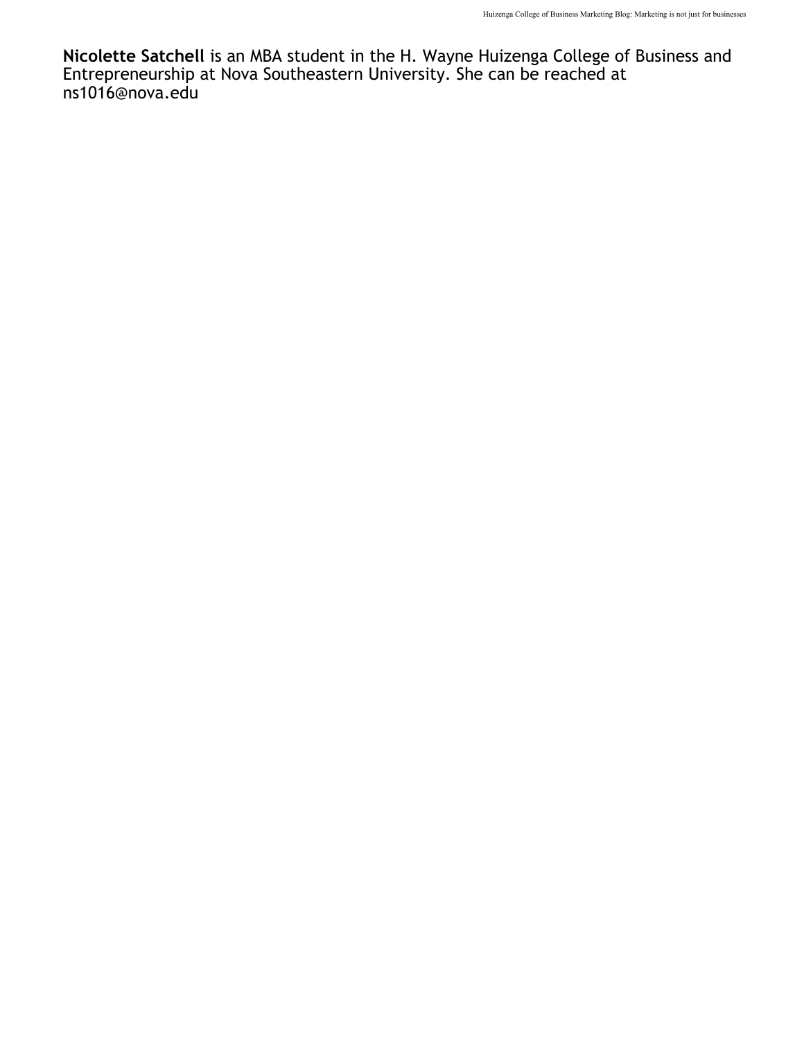**Nicolette Satchell** is an MBA student in the H. Wayne Huizenga College of Business and Entrepreneurship at Nova Southeastern University. She can be reached at ns1016@nova.edu